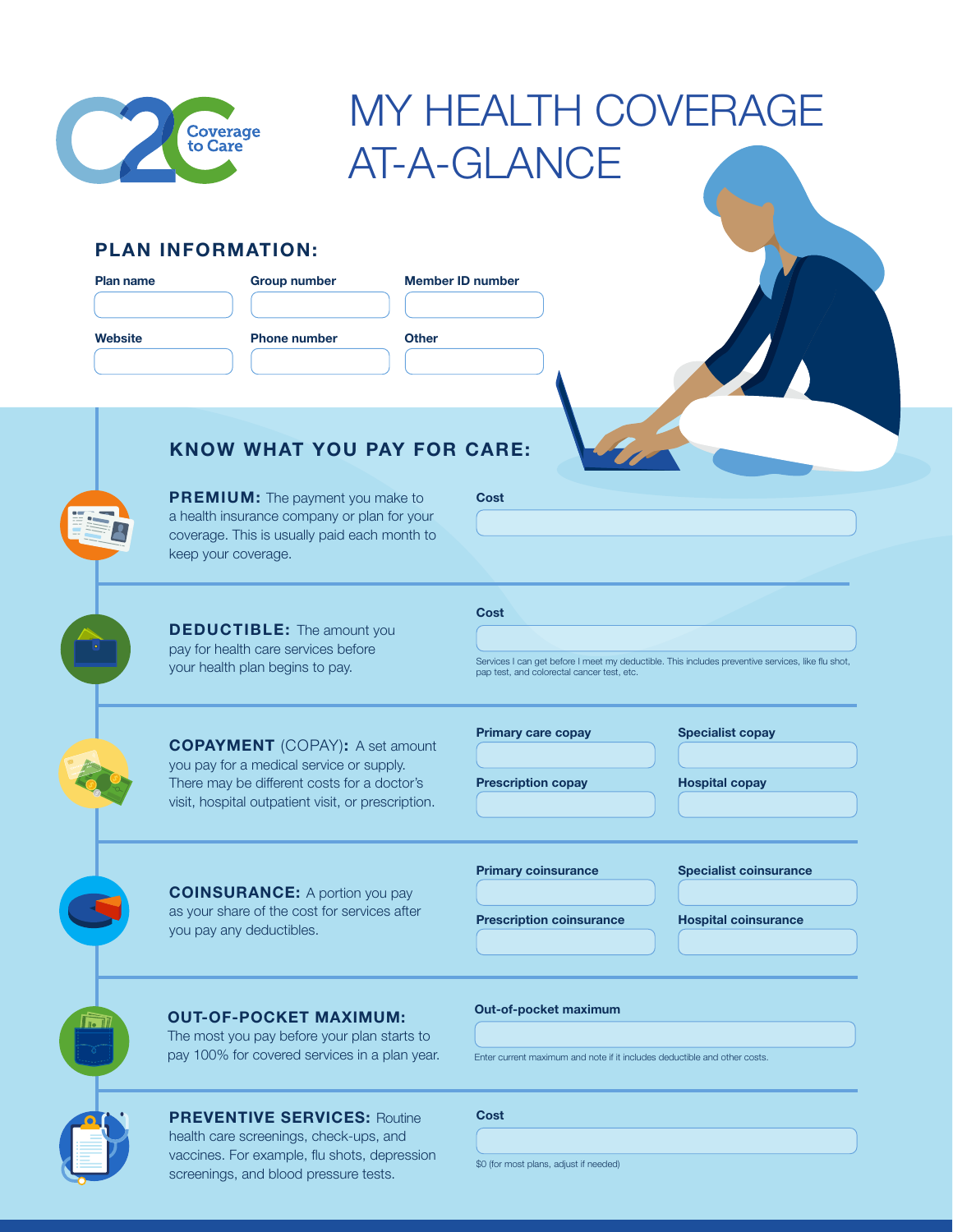Coverage to Care

# MY HEALTH COVERAGE AT-A-GLANCE

## PLAN INFORMATION:

Plan name

Group number

Member ID number

Website

Phone number

Other

## KNOW WHAT YOU PAY FOR CARE:

**PREMIUM:** The payment you make to a health insurance company or plan for your coverage. This is usually paid each month to keep your coverage.

Cost

**DEDUCTIBLE:** The amount you pay for health care services before your health plan begins to pay.

Cost

Services I can get before I meet my deductible. This includes preventive services, like flu shot, pap test, and colorectal cancer test, etc.

**COPAYMENT** (COPAY)**:** A set amount you pay for a medical service or supply. There may be different costs for a doctor's visit, hospital outpatient visit, or prescription.

Primary care copay

Specialist copay

Prescription copay

Hospital copay

**COINSURANCE:** A portion you pay as your share of the cost for services after you pay any deductibles.

Primary coinsurance

Specialist coinsurance

Prescription coinsurance

Hospital coinsurance

**OUT-OF-POCKET MAXIMUM:** The most you pay before your plan starts to pay 100% for covered services in a plan year.

Out-of-pocket maximum

Enter current maximum and note if it includes deductible and other costs.

**PREVENTIVE SERVICES:** Routine health care screenings, check-ups, and vaccines. For example, flu shots, depression screenings, and blood pressure tests.

Cost

$0 (for most plans, adjust if needed)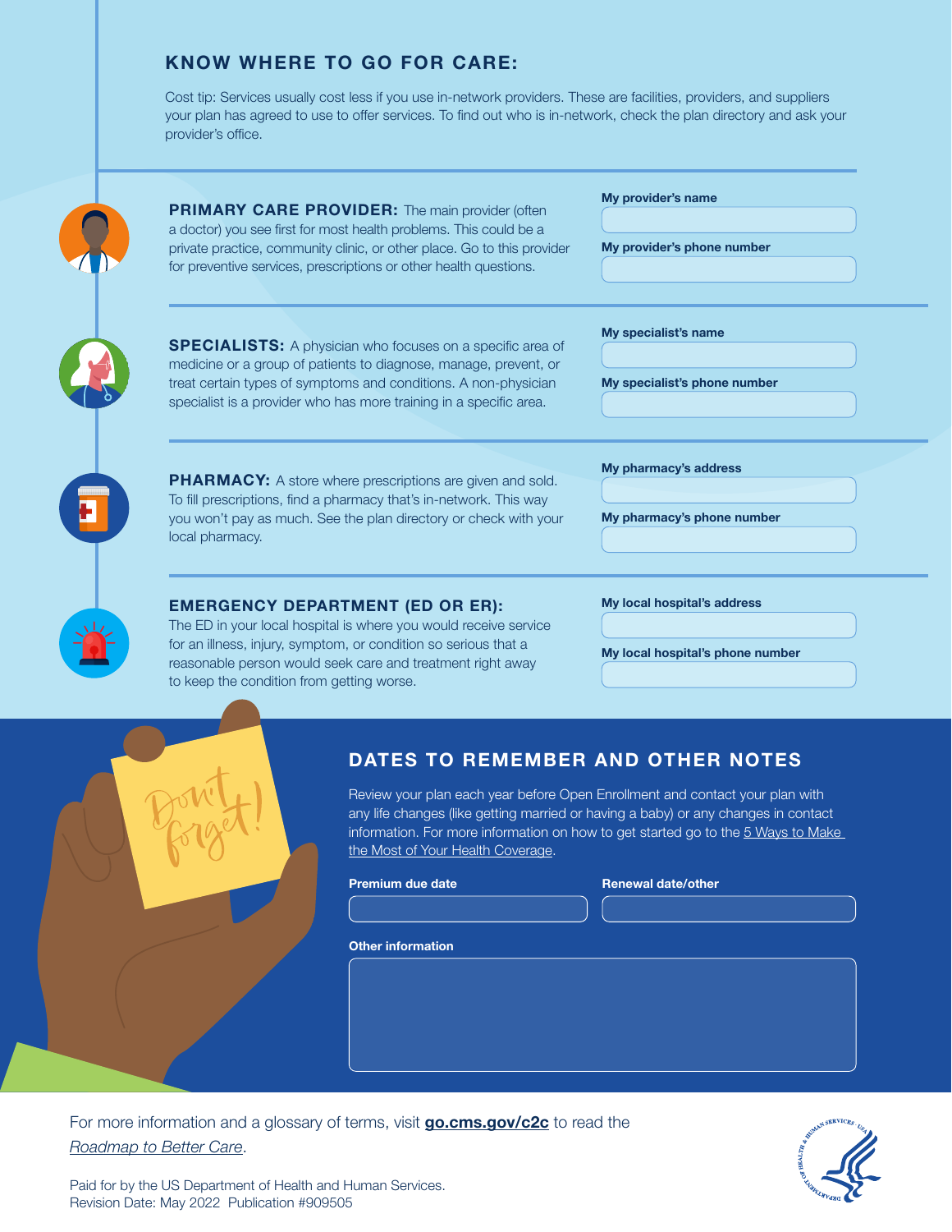## KNOW WHERE TO GO FOR CARE:

Cost tip: Services usually cost less if you use in-network providers. These are facilities, providers, and suppliers your plan has agreed to use to offer services. To find out who is in-network, check the plan directory and ask your provider's office.

**PRIMARY CARE PROVIDER:** The main provider (often a doctor) you see first for most health problems. This could be a private practice, community clinic, or other place. Go to this provider for preventive services, prescriptions or other health questions.

**My provider's name**

**My provider's phone number**

**SPECIALISTS:** A physician who focuses on a specific area of medicine or a group of patients to diagnose, manage, prevent, or treat certain types of symptoms and conditions. A non-physician specialist is a provider who has more training in a specific area.

**My specialist's name**

**My specialist's phone number**

**PHARMACY:** A store where prescriptions are given and sold. To fill prescriptions, find a pharmacy that's in-network. This way you won't pay as much. See the plan directory or check with your local pharmacy.

**My pharmacy's address**

**My pharmacy's phone number**

**EMERGENCY DEPARTMENT (ED OR ER):** The ED in your local hospital is where you would receive service for an illness, injury, symptom, or condition so serious that a reasonable person would seek care and treatment right away to keep the condition from getting worse.

**My local hospital's address**

**My local hospital's phone number**

## DATES TO REMEMBER AND OTHER NOTES

Review your plan each year before Open Enrollment and contact your plan with any life changes (like getting married or having a baby) or any changes in contact information. For more information on how to get started go to the 5 Ways to Make the Most of Your Health Coverage.

**Premium due date**

**Renewal date/other**

**Other information**

For more information and a glossary of terms, visit **go.cms.gov/c2c** to read the *Roadmap to Better Care*.

Paid for by the US Department of Health and Human Services.
Revision Date: May 2022 Publication #909505